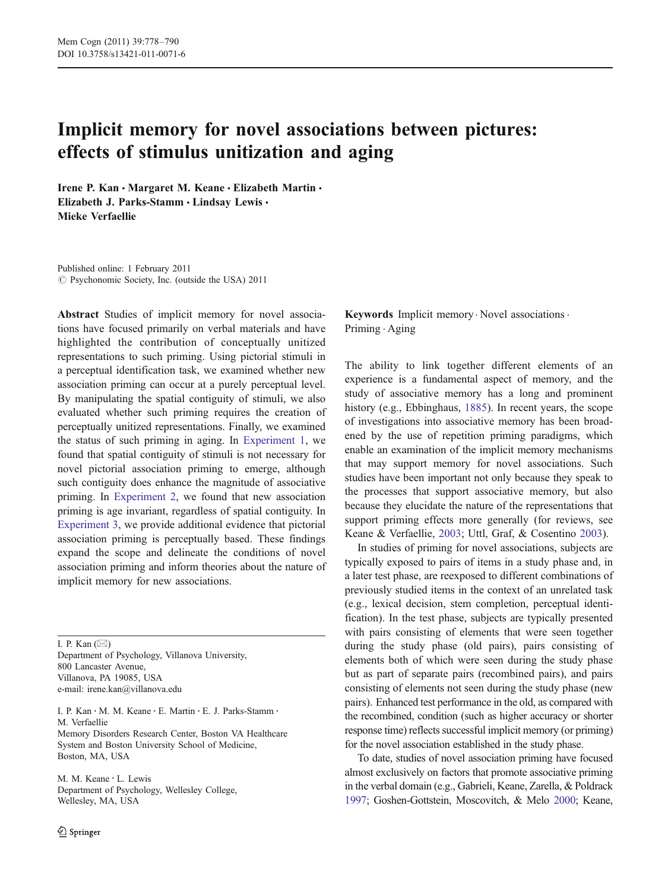# Implicit memory for novel associations between pictures: effects of stimulus unitization and aging

**Irene P. Kan · Margaret M. Keane · Elizabeth Martin · Elizabeth J. Parks-Stamm · Lindsay Lewis · Mieke Verfaellie**

Published online: 1 February 2011
© Psychonomic Society, Inc. (outside the USA) 2011

**Abstract** Studies of implicit memory for novel associations have focused primarily on verbal materials and have highlighted the contribution of conceptually unitized representations to such priming. Using pictorial stimuli in a perceptual identification task, we examined whether new association priming can occur at a purely perceptual level. By manipulating the spatial contiguity of stimuli, we also evaluated whether such priming requires the creation of perceptually unitized representations. Finally, we examined the status of such priming in aging. In Experiment 1, we found that spatial contiguity of stimuli is not necessary for novel pictorial association priming to emerge, although such contiguity does enhance the magnitude of associative priming. In Experiment 2, we found that new association priming is age invariant, regardless of spatial contiguity. In Experiment 3, we provide additional evidence that pictorial association priming is perceptually based. These findings expand the scope and delineate the conditions of novel association priming and inform theories about the nature of implicit memory for new associations.

**Keywords** Implicit memory · Novel associations · Priming · Aging

I. P. Kan (✉)
Department of Psychology, Villanova University,
800 Lancaster Avenue,
Villanova, PA 19085, USA
e-mail: irene.kan@villanova.edu

I. P. Kan · M. M. Keane · E. Martin · E. J. Parks-Stamm · M. Verfaellie
Memory Disorders Research Center, Boston VA Healthcare System and Boston University School of Medicine,
Boston, MA, USA

M. M. Keane · L. Lewis
Department of Psychology, Wellesley College,
Wellesley, MA, USA

The ability to link together different elements of an experience is a fundamental aspect of memory, and the study of associative memory has a long and prominent history (e.g., Ebbinghaus, 1885). In recent years, the scope of investigations into associative memory has been broadened by the use of repetition priming paradigms, which enable an examination of the implicit memory mechanisms that may support memory for novel associations. Such studies have been important not only because they speak to the processes that support associative memory, but also because they elucidate the nature of the representations that support priming effects more generally (for reviews, see Keane & Verfaellie, 2003; Uttl, Graf, & Cosentino 2003).

In studies of priming for novel associations, subjects are typically exposed to pairs of items in a study phase and, in a later test phase, are reexposed to different combinations of previously studied items in the context of an unrelated task (e.g., lexical decision, stem completion, perceptual identification). In the test phase, subjects are typically presented with pairs consisting of elements that were seen together during the study phase (old pairs), pairs consisting of elements both of which were seen during the study phase but as part of separate pairs (recombined pairs), and pairs consisting of elements not seen during the study phase (new pairs). Enhanced test performance in the old, as compared with the recombined, condition (such as higher accuracy or shorter response time) reflects successful implicit memory (or priming) for the novel association established in the study phase.

To date, studies of novel association priming have focused almost exclusively on factors that promote associative priming in the verbal domain (e.g., Gabrieli, Keane, Zarella, & Poldrack 1997; Goshen-Gottstein, Moscovitch, & Melo 2000; Keane,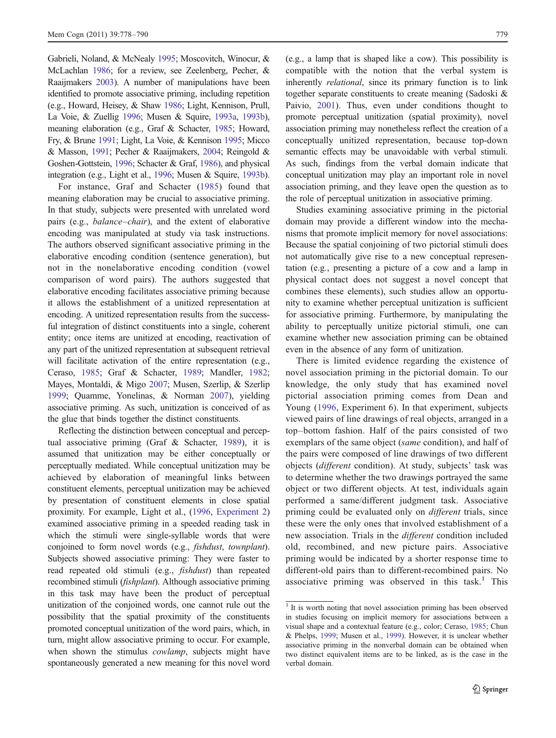Gabrieli, Noland, & McNealy 1995; Moscovitch, Winocur, & McLachlan 1986; for a review, see Zeelenberg, Pecher, & Raaijmakers 2003). A number of manipulations have been identified to promote associative priming, including repetition (e.g., Howard, Heisey, & Shaw 1986; Light, Kennison, Prull, La Voie, & Zuellig 1996; Musen & Squire, 1993a, 1993b), meaning elaboration (e.g., Graf & Schacter, 1985; Howard, Fry, & Brune 1991; Light, La Voie, & Kennison 1995; Micco & Masson, 1991; Pecher & Raaijmakers, 2004; Reingold & Goshen-Gottstein, 1996; Schacter & Graf, 1986), and physical integration (e.g., Light et al., 1996; Musen & Squire, 1993b).

For instance, Graf and Schacter (1985) found that meaning elaboration may be crucial to associative priming. In that study, subjects were presented with unrelated word pairs (e.g., *balance–chair*), and the extent of elaborative encoding was manipulated at study via task instructions. The authors observed significant associative priming in the elaborative encoding condition (sentence generation), but not in the nonelaborative encoding condition (vowel comparison of word pairs). The authors suggested that elaborative encoding facilitates associative priming because it allows the establishment of a unitized representation at encoding. A unitized representation results from the successful integration of distinct constituents into a single, coherent entity; once items are unitized at encoding, reactivation of any part of the unitized representation at subsequent retrieval will facilitate activation of the entire representation (e.g., Ceraso, 1985; Graf & Schacter, 1989; Mandler, 1982; Mayes, Montaldi, & Migo 2007; Musen, Szerlip, & Szerlip 1999; Quamme, Yonelinas, & Norman 2007), yielding associative priming. As such, unitization is conceived of as the glue that binds together the distinct constituents.

Reflecting the distinction between conceptual and perceptual associative priming (Graf & Schacter, 1989), it is assumed that unitization may be either conceptually or perceptually mediated. While conceptual unitization may be achieved by elaboration of meaningful links between constituent elements, perceptual unitization may be achieved by presentation of constituent elements in close spatial proximity. For example, Light et al., (1996, Experiment 2) examined associative priming in a speeded reading task in which the stimuli were single-syllable words that were conjoined to form novel words (e.g., *fishdust*, *townplant*). Subjects showed associative priming: They were faster to read repeated old stimuli (e.g., *fishdust*) than repeated recombined stimuli (*fishplant*). Although associative priming in this task may have been the product of perceptual unitization of the conjoined words, one cannot rule out the possibility that the spatial proximity of the constituents promoted conceptual unitization of the word pairs, which, in turn, might allow associative priming to occur. For example, when shown the stimulus *cowlamp*, subjects might have spontaneously generated a new meaning for this novel word (e.g., a lamp that is shaped like a cow). This possibility is compatible with the notion that the verbal system is inherently *relational*, since its primary function is to link together separate constituents to create meaning (Sadoski & Paivio, 2001). Thus, even under conditions thought to promote perceptual unitization (spatial proximity), novel association priming may nonetheless reflect the creation of a conceptually unitized representation, because top-down semantic effects may be unavoidable with verbal stimuli. As such, findings from the verbal domain indicate that conceptual unitization may play an important role in novel association priming, and they leave open the question as to the role of perceptual unitization in associative priming.

Studies examining associative priming in the pictorial domain may provide a different window into the mechanisms that promote implicit memory for novel associations: Because the spatial conjoining of two pictorial stimuli does not automatically give rise to a new conceptual representation (e.g., presenting a picture of a cow and a lamp in physical contact does not suggest a novel concept that combines these elements), such studies allow an opportunity to examine whether perceptual unitization is sufficient for associative priming. Furthermore, by manipulating the ability to perceptually unitize pictorial stimuli, one can examine whether new association priming can be obtained even in the absence of any form of unitization.

There is limited evidence regarding the existence of novel association priming in the pictorial domain. To our knowledge, the only study that has examined novel pictorial association priming comes from Dean and Young (1996, Experiment 6). In that experiment, subjects viewed pairs of line drawings of real objects, arranged in a top–bottom fashion. Half of the pairs consisted of two exemplars of the same object (*same* condition), and half of the pairs were composed of line drawings of two different objects (*different* condition). At study, subjects' task was to determine whether the two drawings portrayed the same object or two different objects. At test, individuals again performed a same/different judgment task. Associative priming could be evaluated only on *different* trials, since these were the only ones that involved establishment of a new association. Trials in the *different* condition included old, recombined, and new picture pairs. Associative priming would be indicated by a shorter response time to different-old pairs than to different-recombined pairs. No associative priming was observed in this task.[1] This

[1] It is worth noting that novel association priming has been observed in studies focusing on implicit memory for associations between a visual shape and a contextual feature (e.g., color; Ceraso, 1985; Chun & Phelps, 1999; Musen et al., 1999). However, it is unclear whether associative priming in the nonverbal domain can be obtained when two distinct equivalent items are to be linked, as is the case in the verbal domain.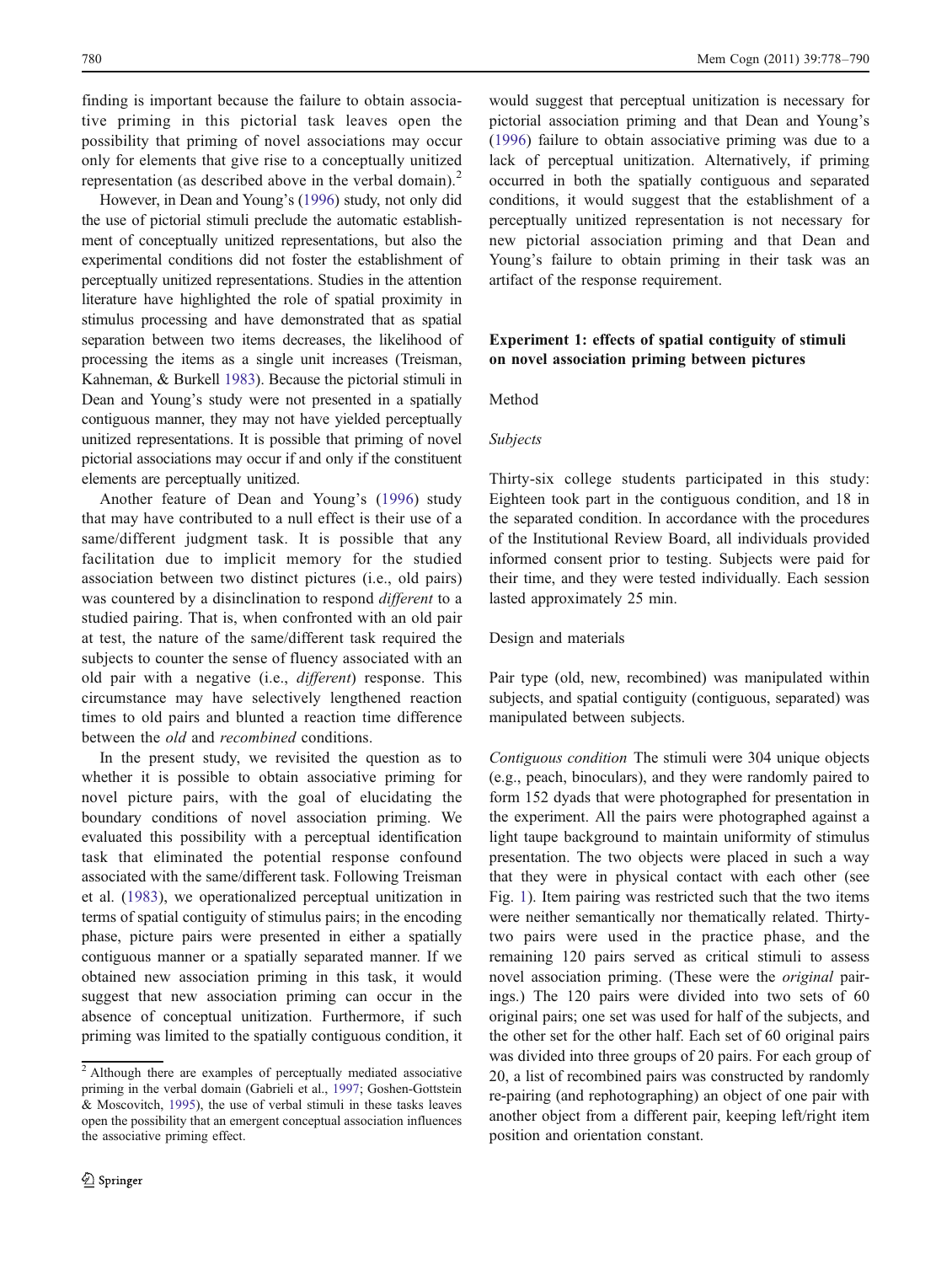finding is important because the failure to obtain associative priming in this pictorial task leaves open the possibility that priming of novel associations may occur only for elements that give rise to a conceptually unitized representation (as described above in the verbal domain).[2]

However, in Dean and Young's (1996) study, not only did the use of pictorial stimuli preclude the automatic establishment of conceptually unitized representations, but also the experimental conditions did not foster the establishment of perceptually unitized representations. Studies in the attention literature have highlighted the role of spatial proximity in stimulus processing and have demonstrated that as spatial separation between two items decreases, the likelihood of processing the items as a single unit increases (Treisman, Kahneman, & Burkell 1983). Because the pictorial stimuli in Dean and Young's study were not presented in a spatially contiguous manner, they may not have yielded perceptually unitized representations. It is possible that priming of novel pictorial associations may occur if and only if the constituent elements are perceptually unitized.

Another feature of Dean and Young's (1996) study that may have contributed to a null effect is their use of a same/different judgment task. It is possible that any facilitation due to implicit memory for the studied association between two distinct pictures (i.e., old pairs) was countered by a disinclination to respond *different* to a studied pairing. That is, when confronted with an old pair at test, the nature of the same/different task required the subjects to counter the sense of fluency associated with an old pair with a negative (i.e., *different*) response. This circumstance may have selectively lengthened reaction times to old pairs and blunted a reaction time difference between the *old* and *recombined* conditions.

In the present study, we revisited the question as to whether it is possible to obtain associative priming for novel picture pairs, with the goal of elucidating the boundary conditions of novel association priming. We evaluated this possibility with a perceptual identification task that eliminated the potential response confound associated with the same/different task. Following Treisman et al. (1983), we operationalized perceptual unitization in terms of spatial contiguity of stimulus pairs; in the encoding phase, picture pairs were presented in either a spatially contiguous manner or a spatially separated manner. If we obtained new association priming in this task, it would suggest that new association priming can occur in the absence of conceptual unitization. Furthermore, if such priming was limited to the spatially contiguous condition, it would suggest that perceptual unitization is necessary for pictorial association priming and that Dean and Young's (1996) failure to obtain associative priming was due to a lack of perceptual unitization. Alternatively, if priming occurred in both the spatially contiguous and separated conditions, it would suggest that the establishment of a perceptually unitized representation is not necessary for new pictorial association priming and that Dean and Young's failure to obtain priming in their task was an artifact of the response requirement.

[2] Although there are examples of perceptually mediated associative priming in the verbal domain (Gabrieli et al., 1997; Goshen-Gottstein & Moscovitch, 1995), the use of verbal stimuli in these tasks leaves open the possibility that an emergent conceptual association influences the associative priming effect.

## Experiment 1: effects of spatial contiguity of stimuli on novel association priming between pictures

### Method

#### *Subjects*

Thirty-six college students participated in this study: Eighteen took part in the contiguous condition, and 18 in the separated condition. In accordance with the procedures of the Institutional Review Board, all individuals provided informed consent prior to testing. Subjects were paid for their time, and they were tested individually. Each session lasted approximately 25 min.

#### Design and materials

Pair type (old, new, recombined) was manipulated within subjects, and spatial contiguity (contiguous, separated) was manipulated between subjects.

*Contiguous condition* The stimuli were 304 unique objects (e.g., peach, binoculars), and they were randomly paired to form 152 dyads that were photographed for presentation in the experiment. All the pairs were photographed against a light taupe background to maintain uniformity of stimulus presentation. The two objects were placed in such a way that they were in physical contact with each other (see Fig. 1). Item pairing was restricted such that the two items were neither semantically nor thematically related. Thirty-two pairs were used in the practice phase, and the remaining 120 pairs served as critical stimuli to assess novel association priming. (These were the *original* pairings.) The 120 pairs were divided into two sets of 60 original pairs; one set was used for half of the subjects, and the other set for the other half. Each set of 60 original pairs was divided into three groups of 20 pairs. For each group of 20, a list of recombined pairs was constructed by randomly re-pairing (and rephotographing) an object of one pair with another object from a different pair, keeping left/right item position and orientation constant.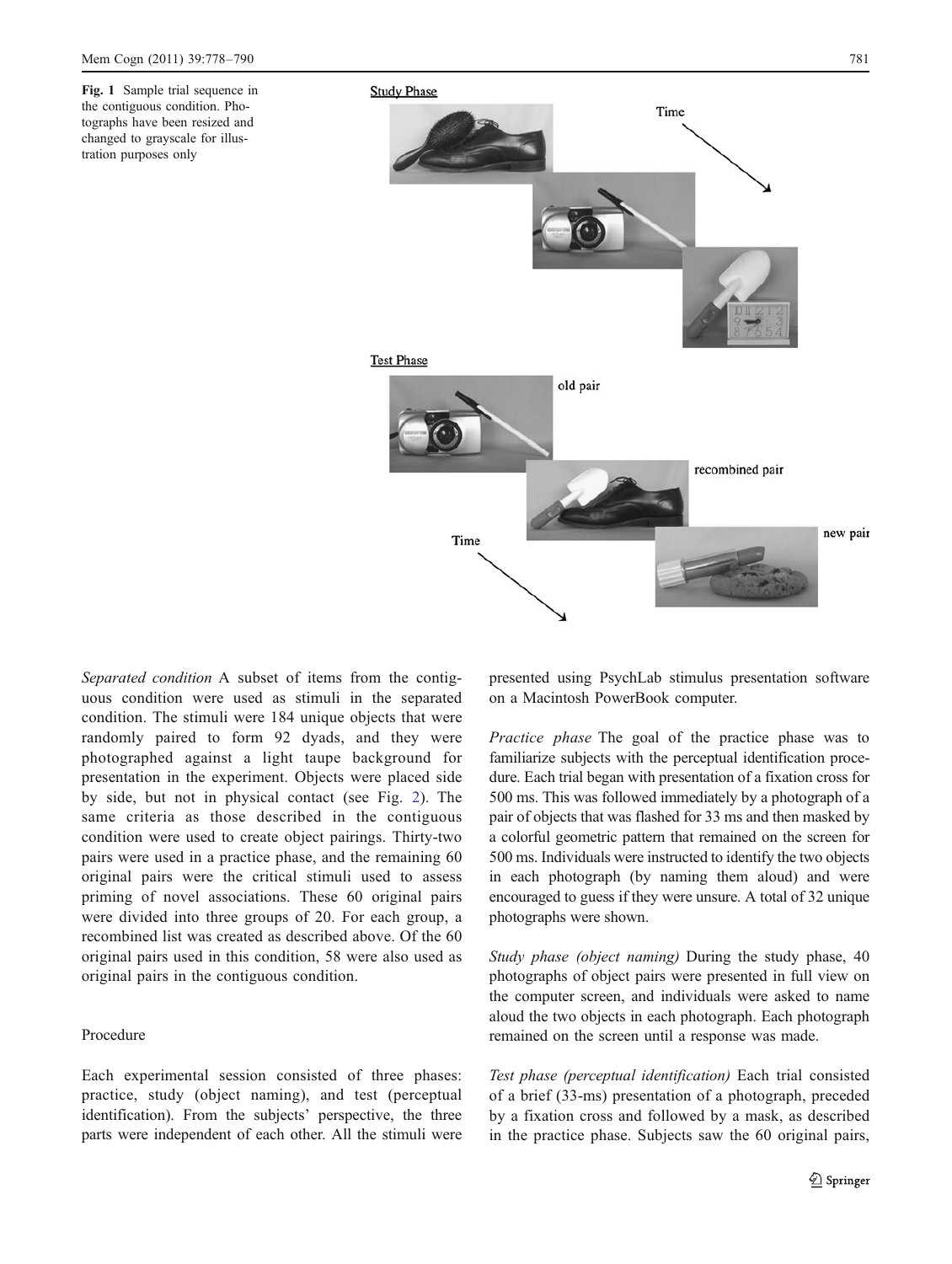Fig. 1 Sample trial sequence in the contiguous condition. Photographs have been resized and changed to grayscale for illustration purposes only

*Separated condition* A subset of items from the contiguous condition were used as stimuli in the separated condition. The stimuli were 184 unique objects that were randomly paired to form 92 dyads, and they were photographed against a light taupe background for presentation in the experiment. Objects were placed side by side, but not in physical contact (see Fig. 2). The same criteria as those described in the contiguous condition were used to create object pairings. Thirty-two pairs were used in a practice phase, and the remaining 60 original pairs were the critical stimuli used to assess priming of novel associations. These 60 original pairs were divided into three groups of 20. For each group, a recombined list was created as described above. Of the 60 original pairs used in this condition, 58 were also used as original pairs in the contiguous condition.

## Procedure

Each experimental session consisted of three phases: practice, study (object naming), and test (perceptual identification). From the subjects' perspective, the three parts were independent of each other. All the stimuli were presented using PsychLab stimulus presentation software on a Macintosh PowerBook computer.

*Practice phase* The goal of the practice phase was to familiarize subjects with the perceptual identification procedure. Each trial began with presentation of a fixation cross for 500 ms. This was followed immediately by a photograph of a pair of objects that was flashed for 33 ms and then masked by a colorful geometric pattern that remained on the screen for 500 ms. Individuals were instructed to identify the two objects in each photograph (by naming them aloud) and were encouraged to guess if they were unsure. A total of 32 unique photographs were shown.

*Study phase (object naming)* During the study phase, 40 photographs of object pairs were presented in full view on the computer screen, and individuals were asked to name aloud the two objects in each photograph. Each photograph remained on the screen until a response was made.

*Test phase (perceptual identification)* Each trial consisted of a brief (33-ms) presentation of a photograph, preceded by a fixation cross and followed by a mask, as described in the practice phase. Subjects saw the 60 original pairs,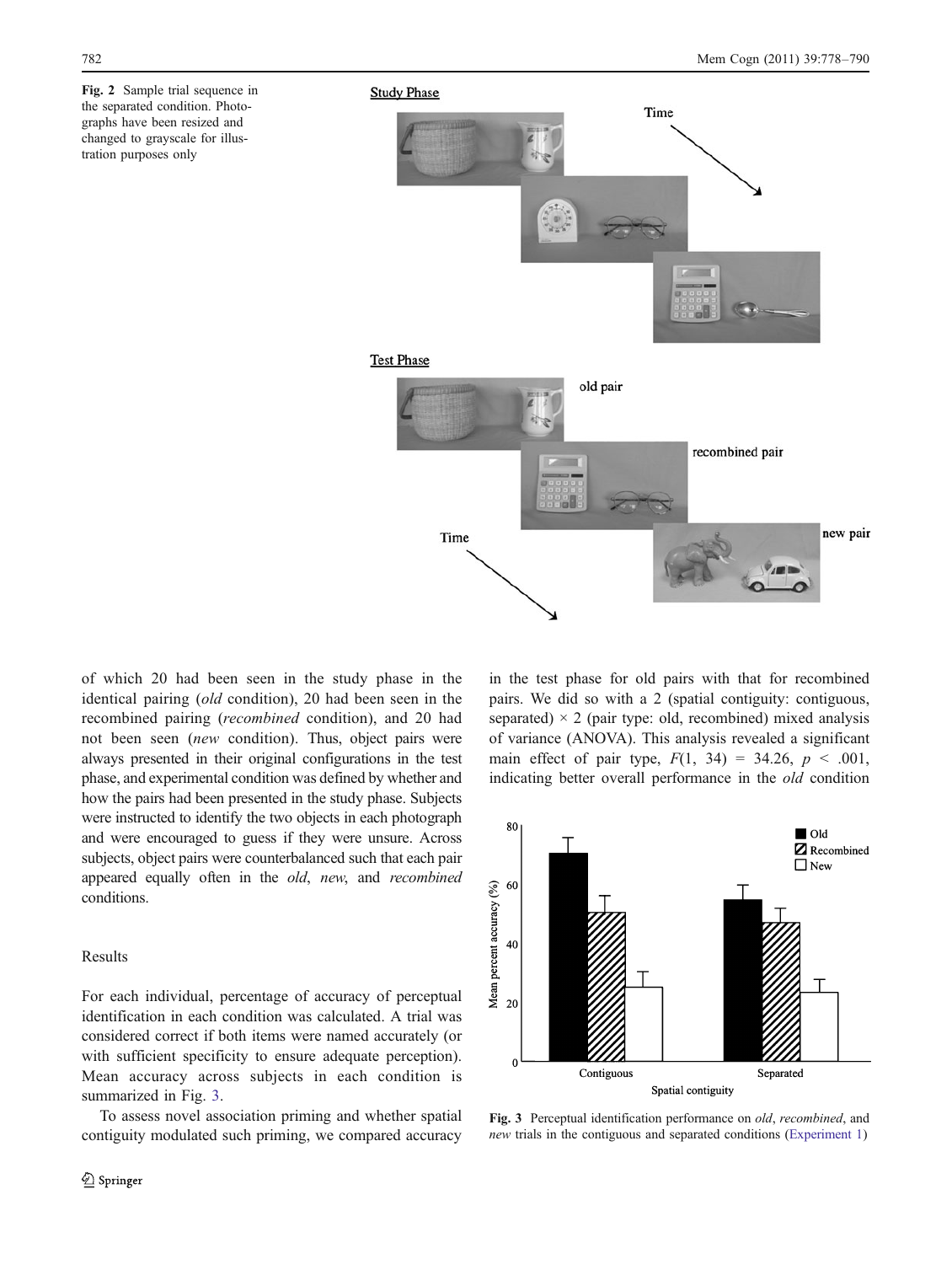Fig. 2 Sample trial sequence in the separated condition. Photographs have been resized and changed to grayscale for illustration purposes only

of which 20 had been seen in the study phase in the identical pairing (*old* condition), 20 had been seen in the recombined pairing (*recombined* condition), and 20 had not been seen (*new* condition). Thus, object pairs were always presented in their original configurations in the test phase, and experimental condition was defined by whether and how the pairs had been presented in the study phase. Subjects were instructed to identify the two objects in each photograph and were encouraged to guess if they were unsure. Across subjects, object pairs were counterbalanced such that each pair appeared equally often in the *old*, *new*, and *recombined* conditions.

## Results

For each individual, percentage of accuracy of perceptual identification in each condition was calculated. A trial was considered correct if both items were named accurately (or with sufficient specificity to ensure adequate perception). Mean accuracy across subjects in each condition is summarized in Fig. 3.

To assess novel association priming and whether spatial contiguity modulated such priming, we compared accuracy in the test phase for old pairs with that for recombined pairs. We did so with a 2 (spatial contiguity: contiguous, separated) × 2 (pair type: old, recombined) mixed analysis of variance (ANOVA). This analysis revealed a significant main effect of pair type, $F(1, 34) = 34.26$, $p < .001$, indicating better overall performance in the *old* condition

Fig. 3 Perceptual identification performance on *old*, *recombined*, and *new* trials in the contiguous and separated conditions (Experiment 1)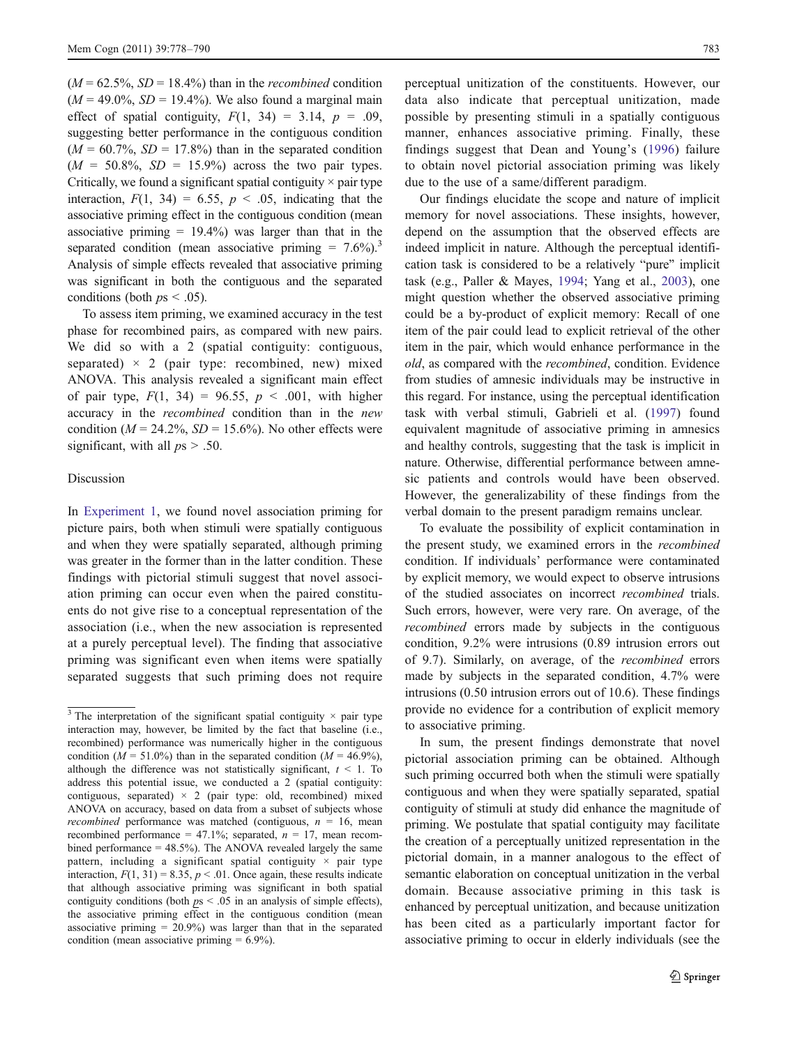($M = 62.5\%$, $SD = 18.4\%$) than in the *recombined* condition ($M = 49.0\%$, $SD = 19.4\%$). We also found a marginal main effect of spatial contiguity, $F(1, 34) = 3.14$, $p = .09$, suggesting better performance in the contiguous condition ($M = 60.7\%$, $SD = 17.8\%$) than in the separated condition ($M = 50.8\%$, $SD = 15.9\%$) across the two pair types. Critically, we found a significant spatial contiguity × pair type interaction, $F(1, 34) = 6.55$, $p < .05$, indicating that the associative priming effect in the contiguous condition (mean associative priming = 19.4%) was larger than that in the separated condition (mean associative priming = 7.6%).[3] Analysis of simple effects revealed that associative priming was significant in both the contiguous and the separated conditions (both $p$s < .05).

To assess item priming, we examined accuracy in the test phase for recombined pairs, as compared with new pairs. We did so with a 2 (spatial contiguity: contiguous, separated) × 2 (pair type: recombined, new) mixed ANOVA. This analysis revealed a significant main effect of pair type, $F(1, 34) = 96.55$, $p < .001$, with higher accuracy in the *recombined* condition than in the *new* condition ($M = 24.2\%$, $SD = 15.6\%$). No other effects were significant, with all $p$s > .50.

## Discussion

In Experiment 1, we found novel association priming for picture pairs, both when stimuli were spatially contiguous and when they were spatially separated, although priming was greater in the former than in the latter condition. These findings with pictorial stimuli suggest that novel association priming can occur even when the paired constituents do not give rise to a conceptual representation of the association (i.e., when the new association is represented at a purely perceptual level). The finding that associative priming was significant even when items were spatially separated suggests that such priming does not require perceptual unitization of the constituents. However, our data also indicate that perceptual unitization, made possible by presenting stimuli in a spatially contiguous manner, enhances associative priming. Finally, these findings suggest that Dean and Young's (1996) failure to obtain novel pictorial association priming was likely due to the use of a same/different paradigm.

Our findings elucidate the scope and nature of implicit memory for novel associations. These insights, however, depend on the assumption that the observed effects are indeed implicit in nature. Although the perceptual identification task is considered to be a relatively "pure" implicit task (e.g., Paller & Mayes, 1994; Yang et al., 2003), one might question whether the observed associative priming could be a by-product of explicit memory: Recall of one item of the pair could lead to explicit retrieval of the other item in the pair, which would enhance performance in the *old*, as compared with the *recombined*, condition. Evidence from studies of amnesic individuals may be instructive in this regard. For instance, using the perceptual identification task with verbal stimuli, Gabrieli et al. (1997) found equivalent magnitude of associative priming in amnesics and healthy controls, suggesting that the task is implicit in nature. Otherwise, differential performance between amnesic patients and controls would have been observed. However, the generalizability of these findings from the verbal domain to the present paradigm remains unclear.

To evaluate the possibility of explicit contamination in the present study, we examined errors in the *recombined* condition. If individuals' performance were contaminated by explicit memory, we would expect to observe intrusions of the studied associates on incorrect *recombined* trials. Such errors, however, were very rare. On average, of the *recombined* errors made by subjects in the contiguous condition, 9.2% were intrusions (0.89 intrusion errors out of 9.7). Similarly, on average, of the *recombined* errors made by subjects in the separated condition, 4.7% were intrusions (0.50 intrusion errors out of 10.6). These findings provide no evidence for a contribution of explicit memory to associative priming.

In sum, the present findings demonstrate that novel pictorial association priming can be obtained. Although such priming occurred both when the stimuli were spatially contiguous and when they were spatially separated, spatial contiguity of stimuli at study did enhance the magnitude of priming. We postulate that spatial contiguity may facilitate the creation of a perceptually unitized representation in the pictorial domain, in a manner analogous to the effect of semantic elaboration on conceptual unitization in the verbal domain. Because associative priming in this task is enhanced by perceptual unitization, and because unitization has been cited as a particularly important factor for associative priming to occur in elderly individuals (see the

---

[3] The interpretation of the significant spatial contiguity × pair type interaction may, however, be limited by the fact that baseline (i.e., recombined) performance was numerically higher in the contiguous condition ($M = 51.0\%$) than in the separated condition ($M = 46.9\%$), although the difference was not statistically significant, $t < 1$. To address this potential issue, we conducted a 2 (spatial contiguity: contiguous, separated) × 2 (pair type: old, recombined) mixed ANOVA on accuracy, based on data from a subset of subjects whose *recombined* performance was matched (contiguous, $n = 16$, mean recombined performance = 47.1%; separated, $n = 17$, mean recombined performance = 48.5%). The ANOVA revealed largely the same pattern, including a significant spatial contiguity × pair type interaction, $F(1, 31) = 8.35$, $p < .01$. Once again, these results indicate that although associative priming was significant in both spatial contiguity conditions (both $p$s < .05 in an analysis of simple effects), the associative priming effect in the contiguous condition (mean associative priming = 20.9%) was larger than that in the separated condition (mean associative priming = 6.9%).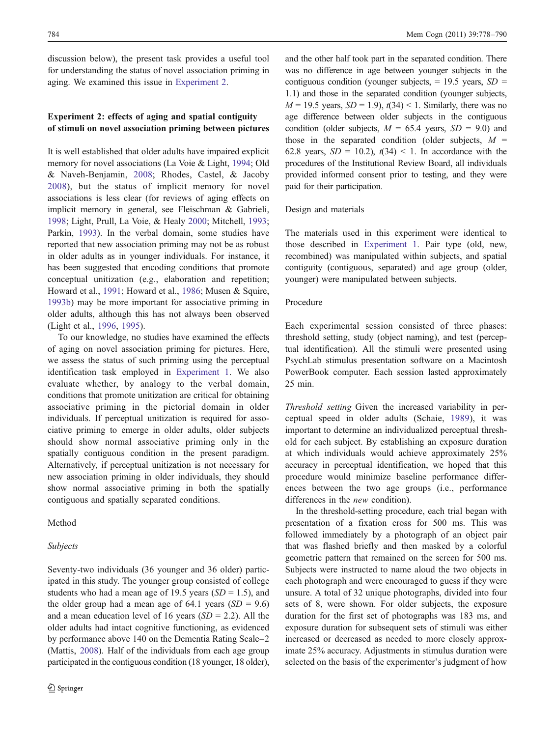discussion below), the present task provides a useful tool for understanding the status of novel association priming in aging. We examined this issue in Experiment 2.

## Experiment 2: effects of aging and spatial contiguity of stimuli on novel association priming between pictures

It is well established that older adults have impaired explicit memory for novel associations (La Voie & Light, 1994; Old & Naveh-Benjamin, 2008; Rhodes, Castel, & Jacoby 2008), but the status of implicit memory for novel associations is less clear (for reviews of aging effects on implicit memory in general, see Fleischman & Gabrieli, 1998; Light, Prull, La Voie, & Healy 2000; Mitchell, 1993; Parkin, 1993). In the verbal domain, some studies have reported that new association priming may not be as robust in older adults as in younger individuals. For instance, it has been suggested that encoding conditions that promote conceptual unitization (e.g., elaboration and repetition; Howard et al., 1991; Howard et al., 1986; Musen & Squire, 1993b) may be more important for associative priming in older adults, although this has not always been observed (Light et al., 1996, 1995).

To our knowledge, no studies have examined the effects of aging on novel association priming for pictures. Here, we assess the status of such priming using the perceptual identification task employed in Experiment 1. We also evaluate whether, by analogy to the verbal domain, conditions that promote unitization are critical for obtaining associative priming in the pictorial domain in older individuals. If perceptual unitization is required for associative priming to emerge in older adults, older subjects should show normal associative priming only in the spatially contiguous condition in the present paradigm. Alternatively, if perceptual unitization is not necessary for new association priming in older individuals, they should show normal associative priming in both the spatially contiguous and spatially separated conditions.

### Method

#### *Subjects*

Seventy-two individuals (36 younger and 36 older) participated in this study. The younger group consisted of college students who had a mean age of 19.5 years ($SD$ = 1.5), and the older group had a mean age of 64.1 years ($SD$ = 9.6) and a mean education level of 16 years ($SD$ = 2.2). All the older adults had intact cognitive functioning, as evidenced by performance above 140 on the Dementia Rating Scale–2 (Mattis, 2008). Half of the individuals from each age group participated in the contiguous condition (18 younger, 18 older), and the other half took part in the separated condition. There was no difference in age between younger subjects in the contiguous condition (younger subjects, = 19.5 years, $SD$ = 1.1) and those in the separated condition (younger subjects, $M$ = 19.5 years, $SD$ = 1.9), $t(34) < 1$. Similarly, there was no age difference between older subjects in the contiguous condition (older subjects, $M$ = 65.4 years, $SD$ = 9.0) and those in the separated condition (older subjects, $M$ = 62.8 years, $SD$ = 10.2), $t(34) < 1$. In accordance with the procedures of the Institutional Review Board, all individuals provided informed consent prior to testing, and they were paid for their participation.

#### Design and materials

The materials used in this experiment were identical to those described in Experiment 1. Pair type (old, new, recombined) was manipulated within subjects, and spatial contiguity (contiguous, separated) and age group (older, younger) were manipulated between subjects.

#### Procedure

Each experimental session consisted of three phases: threshold setting, study (object naming), and test (perceptual identification). All the stimuli were presented using PsychLab stimulus presentation software on a Macintosh PowerBook computer. Each session lasted approximately 25 min.

*Threshold setting* Given the increased variability in perceptual speed in older adults (Schaie, 1989), it was important to determine an individualized perceptual threshold for each subject. By establishing an exposure duration at which individuals would achieve approximately 25% accuracy in perceptual identification, we hoped that this procedure would minimize baseline performance differences between the two age groups (i.e., performance differences in the *new* condition).

In the threshold-setting procedure, each trial began with presentation of a fixation cross for 500 ms. This was followed immediately by a photograph of an object pair that was flashed briefly and then masked by a colorful geometric pattern that remained on the screen for 500 ms. Subjects were instructed to name aloud the two objects in each photograph and were encouraged to guess if they were unsure. A total of 32 unique photographs, divided into four sets of 8, were shown. For older subjects, the exposure duration for the first set of photographs was 183 ms, and exposure duration for subsequent sets of stimuli was either increased or decreased as needed to more closely approximate 25% accuracy. Adjustments in stimulus duration were selected on the basis of the experimenter's judgment of how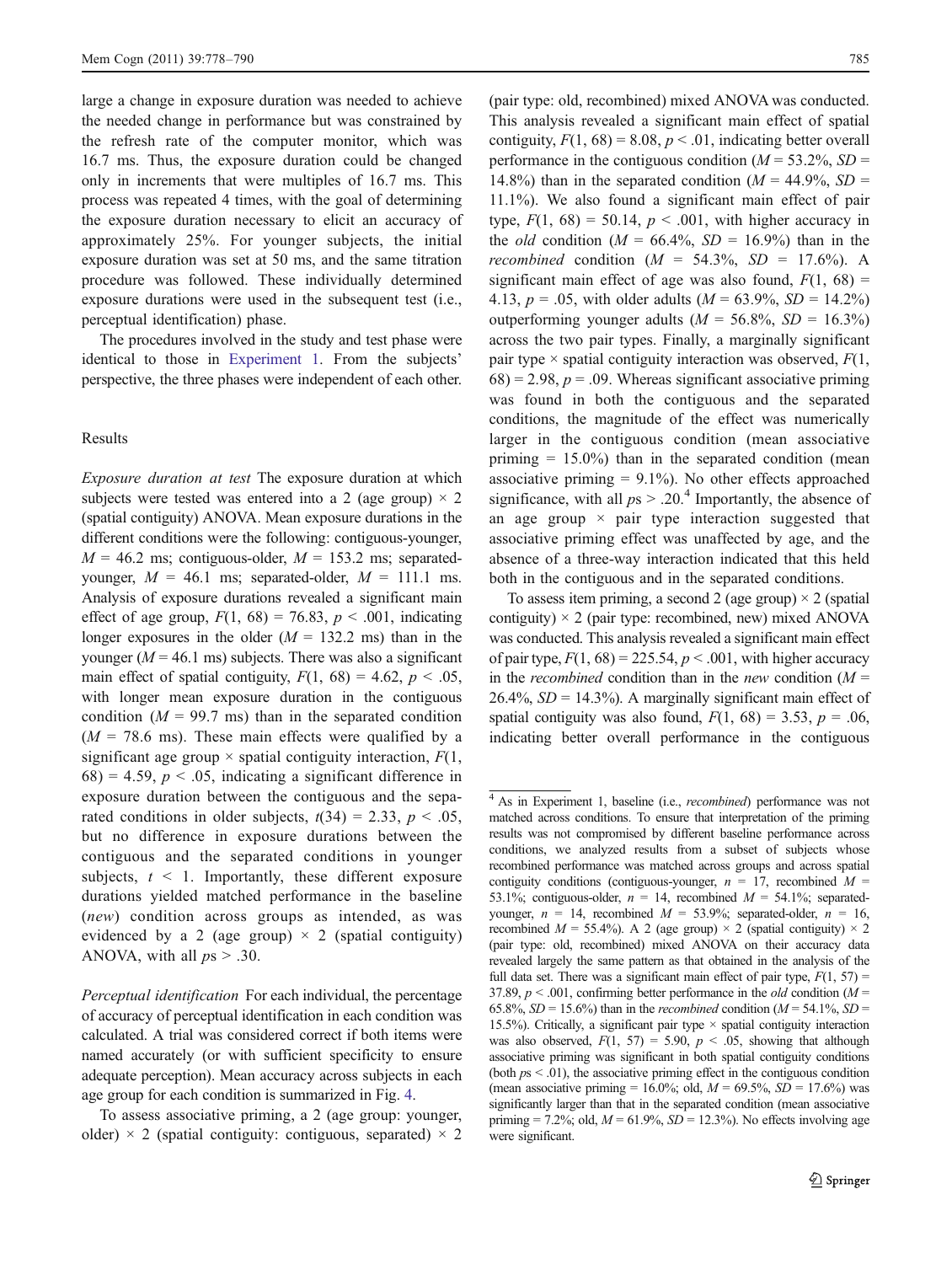large a change in exposure duration was needed to achieve the needed change in performance but was constrained by the refresh rate of the computer monitor, which was 16.7 ms. Thus, the exposure duration could be changed only in increments that were multiples of 16.7 ms. This process was repeated 4 times, with the goal of determining the exposure duration necessary to elicit an accuracy of approximately 25%. For younger subjects, the initial exposure duration was set at 50 ms, and the same titration procedure was followed. These individually determined exposure durations were used in the subsequent test (i.e., perceptual identification) phase.

The procedures involved in the study and test phase were identical to those in Experiment 1. From the subjects' perspective, the three phases were independent of each other.

### Results

*Exposure duration at test* The exposure duration at which subjects were tested was entered into a 2 (age group) × 2 (spatial contiguity) ANOVA. Mean exposure durations in the different conditions were the following: contiguous-younger, $M = 46.2$ ms; contiguous-older, $M = 153.2$ ms; separated-younger, $M = 46.1$ ms; separated-older, $M = 111.1$ ms. Analysis of exposure durations revealed a significant main effect of age group, $F(1, 68) = 76.83$, $p < .001$, indicating longer exposures in the older ($M = 132.2$ ms) than in the younger ($M = 46.1$ ms) subjects. There was also a significant main effect of spatial contiguity, $F(1, 68) = 4.62$, $p < .05$, with longer mean exposure duration in the contiguous condition ($M = 99.7$ ms) than in the separated condition ($M = 78.6$ ms). These main effects were qualified by a significant age group × spatial contiguity interaction, $F(1, 68) = 4.59$, $p < .05$, indicating a significant difference in exposure duration between the contiguous and the separated conditions in older subjects, $t(34) = 2.33$, $p < .05$, but no difference in exposure durations between the contiguous and the separated conditions in younger subjects, $t < 1$. Importantly, these different exposure durations yielded matched performance in the baseline (*new*) condition across groups as intended, as was evidenced by a 2 (age group) × 2 (spatial contiguity) ANOVA, with all $ps > .30$.

*Perceptual identification* For each individual, the percentage of accuracy of perceptual identification in each condition was calculated. A trial was considered correct if both items were named accurately (or with sufficient specificity to ensure adequate perception). Mean accuracy across subjects in each age group for each condition is summarized in Fig. 4.

To assess associative priming, a 2 (age group: younger, older) × 2 (spatial contiguity: contiguous, separated) × 2 (pair type: old, recombined) mixed ANOVA was conducted. This analysis revealed a significant main effect of spatial contiguity, $F(1, 68) = 8.08$, $p < .01$, indicating better overall performance in the contiguous condition ($M = 53.2\%$, $SD = 14.8\%$) than in the separated condition ($M = 44.9\%$, $SD = 11.1\%$). We also found a significant main effect of pair type, $F(1, 68) = 50.14$, $p < .001$, with higher accuracy in the *old* condition ($M = 66.4\%$, $SD = 16.9\%$) than in the *recombined* condition ($M = 54.3\%$, $SD = 17.6\%$). A significant main effect of age was also found, $F(1, 68) = 4.13$, $p = .05$, with older adults ($M = 63.9\%$, $SD = 14.2\%$) outperforming younger adults ($M = 56.8\%$, $SD = 16.3\%$) across the two pair types. Finally, a marginally significant pair type × spatial contiguity interaction was observed, $F(1, 68) = 2.98$, $p = .09$. Whereas significant associative priming was found in both the contiguous and the separated conditions, the magnitude of the effect was numerically larger in the contiguous condition (mean associative priming = 15.0%) than in the separated condition (mean associative priming = 9.1%). No other effects approached significance, with all $ps > .20$.[4] Importantly, the absence of an age group × pair type interaction suggested that associative priming effect was unaffected by age, and the absence of a three-way interaction indicated that this held both in the contiguous and in the separated conditions.

To assess item priming, a second 2 (age group) × 2 (spatial contiguity) × 2 (pair type: recombined, new) mixed ANOVA was conducted. This analysis revealed a significant main effect of pair type, $F(1, 68) = 225.54$, $p < .001$, with higher accuracy in the *recombined* condition than in the *new* condition ($M = 26.4\%$, $SD = 14.3\%$). A marginally significant main effect of spatial contiguity was also found, $F(1, 68) = 3.53$, $p = .06$, indicating better overall performance in the contiguous

[4] As in Experiment 1, baseline (i.e., *recombined*) performance was not matched across conditions. To ensure that interpretation of the priming results was not compromised by different baseline performance across conditions, we analyzed results from a subset of subjects whose recombined performance was matched across groups and across spatial contiguity conditions (contiguous-younger, $n = 17$, recombined $M = 53.1\%$; contiguous-older, $n = 14$, recombined $M = 54.1\%$; separated-younger, $n = 14$, recombined $M = 53.9\%$; separated-older, $n = 16$, recombined $M = 55.4\%$). A 2 (age group) × 2 (spatial contiguity) × 2 (pair type: old, recombined) mixed ANOVA on their accuracy data revealed largely the same pattern as that obtained in the analysis of the full data set. There was a significant main effect of pair type, $F(1, 57) = 37.89$, $p < .001$, confirming better performance in the *old* condition ($M = 65.8\%$, $SD = 15.6\%$) than in the *recombined* condition ($M = 54.1\%$, $SD = 15.5\%$). Critically, a significant pair type × spatial contiguity interaction was also observed, $F(1, 57) = 5.90$, $p < .05$, showing that although associative priming was significant in both spatial contiguity conditions (both $ps < .01$), the associative priming effect in the contiguous condition (mean associative priming = 16.0%; old, $M = 69.5\%$, $SD = 17.6\%$) was significantly larger than that in the separated condition (mean associative priming = 7.2%; old, $M = 61.9\%$, $SD = 12.3\%$). No effects involving age were significant.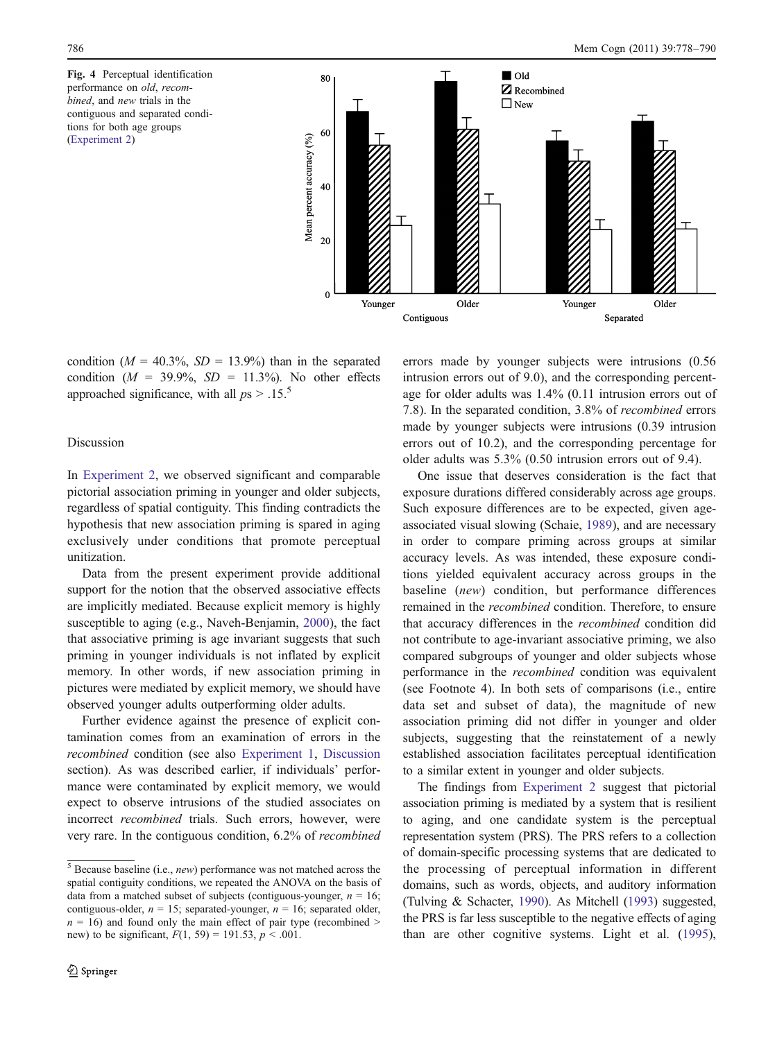**Fig. 4** Perceptual identification performance on *old*, *recombined*, and *new* trials in the contiguous and separated conditions for both age groups (Experiment 2)

condition ($M$ = 40.3%, $SD$ = 13.9%) than in the separated condition ($M$ = 39.9%, $SD$ = 11.3%). No other effects approached significance, with all $ps > .15$.[5]

## Discussion

In Experiment 2, we observed significant and comparable pictorial association priming in younger and older subjects, regardless of spatial contiguity. This finding contradicts the hypothesis that new association priming is spared in aging exclusively under conditions that promote perceptual unitization.

Data from the present experiment provide additional support for the notion that the observed associative effects are implicitly mediated. Because explicit memory is highly susceptible to aging (e.g., Naveh-Benjamin, 2000), the fact that associative priming is age invariant suggests that such priming in younger individuals is not inflated by explicit memory. In other words, if new association priming in pictures were mediated by explicit memory, we should have observed younger adults outperforming older adults.

Further evidence against the presence of explicit contamination comes from an examination of errors in the *recombined* condition (see also Experiment 1, Discussion section). As was described earlier, if individuals' performance were contaminated by explicit memory, we would expect to observe intrusions of the studied associates on incorrect *recombined* trials. Such errors, however, were very rare. In the contiguous condition, 6.2% of *recombined* errors made by younger subjects were intrusions (0.56 intrusion errors out of 9.0), and the corresponding percentage for older adults was 1.4% (0.11 intrusion errors out of 7.8). In the separated condition, 3.8% of *recombined* errors made by younger subjects were intrusions (0.39 intrusion errors out of 10.2), and the corresponding percentage for older adults was 5.3% (0.50 intrusion errors out of 9.4).

One issue that deserves consideration is the fact that exposure durations differed considerably across age groups. Such exposure differences are to be expected, given age-associated visual slowing (Schaie, 1989), and are necessary in order to compare priming across groups at similar accuracy levels. As was intended, these exposure conditions yielded equivalent accuracy across groups in the baseline (*new*) condition, but performance differences remained in the *recombined* condition. Therefore, to ensure that accuracy differences in the *recombined* condition did not contribute to age-invariant associative priming, we also compared subgroups of younger and older subjects whose performance in the *recombined* condition was equivalent (see Footnote 4). In both sets of comparisons (i.e., entire data set and subset of data), the magnitude of new association priming did not differ in younger and older subjects, suggesting that the reinstatement of a newly established association facilitates perceptual identification to a similar extent in younger and older subjects.

The findings from Experiment 2 suggest that pictorial association priming is mediated by a system that is resilient to aging, and one candidate system is the perceptual representation system (PRS). The PRS refers to a collection of domain-specific processing systems that are dedicated to the processing of perceptual information in different domains, such as words, objects, and auditory information (Tulving & Schacter, 1990). As Mitchell (1993) suggested, the PRS is far less susceptible to the negative effects of aging than are other cognitive systems. Light et al. (1995),

[5] Because baseline (i.e., *new*) performance was not matched across the spatial contiguity conditions, we repeated the ANOVA on the basis of data from a matched subset of subjects (contiguous-younger, $n$ = 16; contiguous-older, $n$ = 15; separated-younger, $n$ = 16; separated older, $n$ = 16) and found only the main effect of pair type (recombined > new) to be significant, $F(1, 59) = 191.53$, $p < .001$.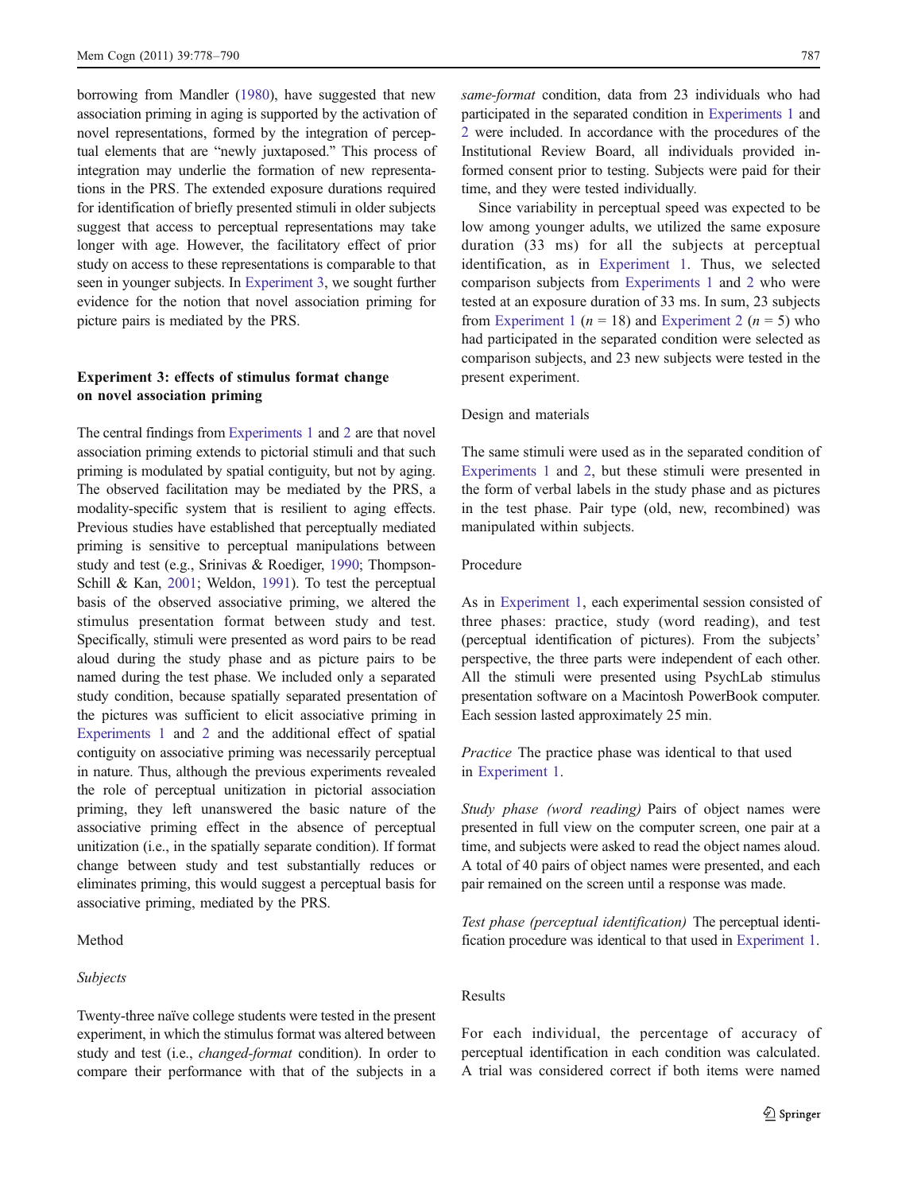borrowing from Mandler (1980), have suggested that new association priming in aging is supported by the activation of novel representations, formed by the integration of perceptual elements that are "newly juxtaposed." This process of integration may underlie the formation of new representations in the PRS. The extended exposure durations required for identification of briefly presented stimuli in older subjects suggest that access to perceptual representations may take longer with age. However, the facilitatory effect of prior study on access to these representations is comparable to that seen in younger subjects. In Experiment 3, we sought further evidence for the notion that novel association priming for picture pairs is mediated by the PRS.

## Experiment 3: effects of stimulus format change on novel association priming

The central findings from Experiments 1 and 2 are that novel association priming extends to pictorial stimuli and that such priming is modulated by spatial contiguity, but not by aging. The observed facilitation may be mediated by the PRS, a modality-specific system that is resilient to aging effects. Previous studies have established that perceptually mediated priming is sensitive to perceptual manipulations between study and test (e.g., Srinivas & Roediger, 1990; Thompson-Schill & Kan, 2001; Weldon, 1991). To test the perceptual basis of the observed associative priming, we altered the stimulus presentation format between study and test. Specifically, stimuli were presented as word pairs to be read aloud during the study phase and as picture pairs to be named during the test phase. We included only a separated study condition, because spatially separated presentation of the pictures was sufficient to elicit associative priming in Experiments 1 and 2 and the additional effect of spatial contiguity on associative priming was necessarily perceptual in nature. Thus, although the previous experiments revealed the role of perceptual unitization in pictorial association priming, they left unanswered the basic nature of the associative priming effect in the absence of perceptual unitization (i.e., in the spatially separate condition). If format change between study and test substantially reduces or eliminates priming, this would suggest a perceptual basis for associative priming, mediated by the PRS.

### Method

#### *Subjects*

Twenty-three naïve college students were tested in the present experiment, in which the stimulus format was altered between study and test (i.e., *changed-format* condition). In order to compare their performance with that of the subjects in a *same-format* condition, data from 23 individuals who had participated in the separated condition in Experiments 1 and 2 were included. In accordance with the procedures of the Institutional Review Board, all individuals provided informed consent prior to testing. Subjects were paid for their time, and they were tested individually.

Since variability in perceptual speed was expected to be low among younger adults, we utilized the same exposure duration (33 ms) for all the subjects at perceptual identification, as in Experiment 1. Thus, we selected comparison subjects from Experiments 1 and 2 who were tested at an exposure duration of 33 ms. In sum, 23 subjects from Experiment 1 ($n = 18$) and Experiment 2 ($n = 5$) who had participated in the separated condition were selected as comparison subjects, and 23 new subjects were tested in the present experiment.

#### Design and materials

The same stimuli were used as in the separated condition of Experiments 1 and 2, but these stimuli were presented in the form of verbal labels in the study phase and as pictures in the test phase. Pair type (old, new, recombined) was manipulated within subjects.

#### Procedure

As in Experiment 1, each experimental session consisted of three phases: practice, study (word reading), and test (perceptual identification of pictures). From the subjects' perspective, the three parts were independent of each other. All the stimuli were presented using PsychLab stimulus presentation software on a Macintosh PowerBook computer. Each session lasted approximately 25 min.

*Practice* The practice phase was identical to that used in Experiment 1.

*Study phase (word reading)* Pairs of object names were presented in full view on the computer screen, one pair at a time, and subjects were asked to read the object names aloud. A total of 40 pairs of object names were presented, and each pair remained on the screen until a response was made.

*Test phase (perceptual identification)* The perceptual identification procedure was identical to that used in Experiment 1.

### Results

For each individual, the percentage of accuracy of perceptual identification in each condition was calculated. A trial was considered correct if both items were named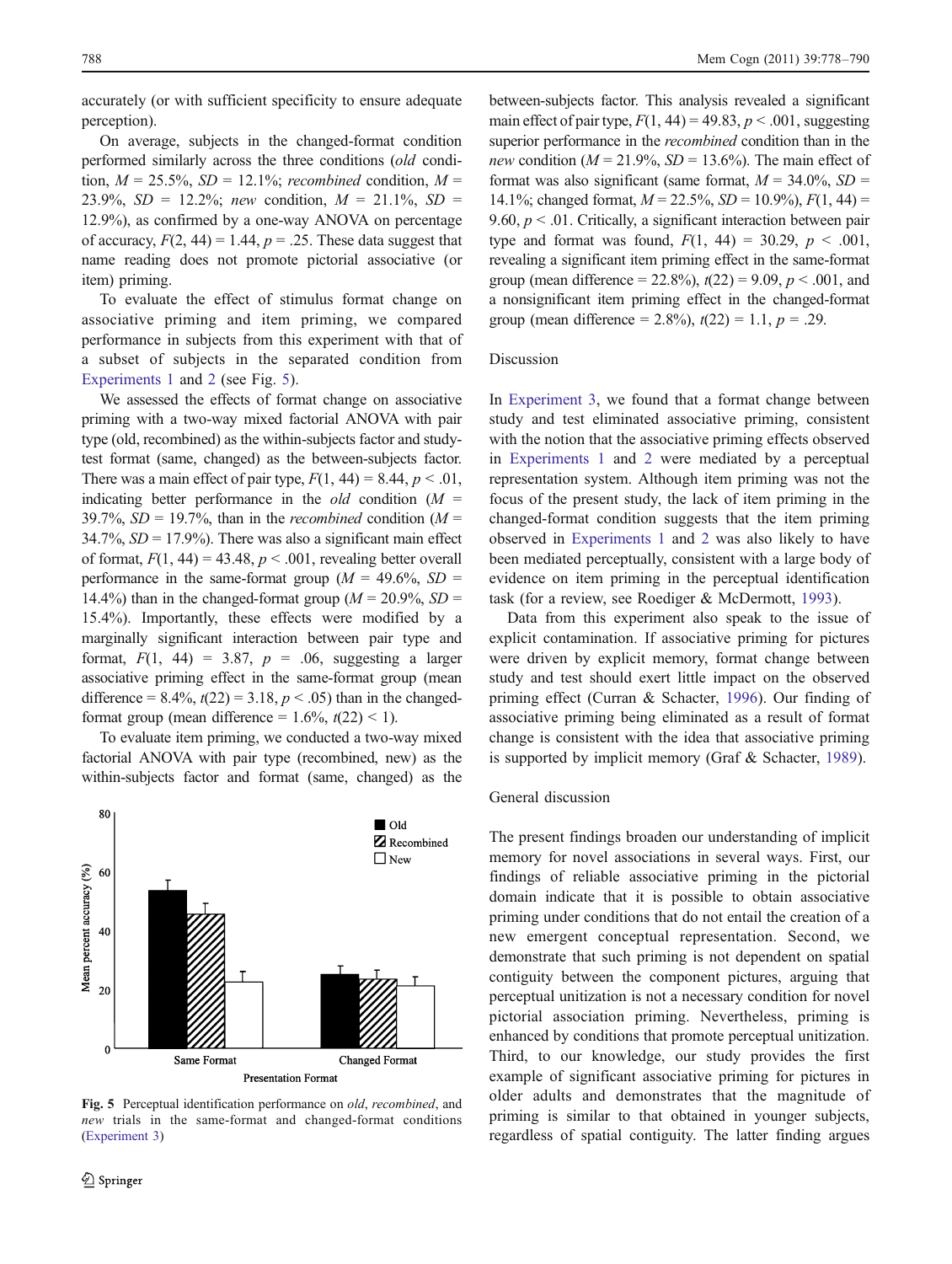accurately (or with sufficient specificity to ensure adequate perception).

On average, subjects in the changed-format condition performed similarly across the three conditions (*old* condition, $M$ = 25.5%, $SD$ = 12.1%; *recombined* condition, $M$ = 23.9%, $SD$ = 12.2%; *new* condition, $M$ = 21.1%, $SD$ = 12.9%), as confirmed by a one-way ANOVA on percentage of accuracy, $F(2, 44) = 1.44$, $p = .25$. These data suggest that name reading does not promote pictorial associative (or item) priming.

To evaluate the effect of stimulus format change on associative priming and item priming, we compared performance in subjects from this experiment with that of a subset of subjects in the separated condition from Experiments 1 and 2 (see Fig. 5).

We assessed the effects of format change on associative priming with a two-way mixed factorial ANOVA with pair type (old, recombined) as the within-subjects factor and study-test format (same, changed) as the between-subjects factor. There was a main effect of pair type, $F(1, 44) = 8.44$, $p < .01$, indicating better performance in the *old* condition ($M$ = 39.7%, $SD$ = 19.7%), than in the *recombined* condition ($M$ = 34.7%, $SD$ = 17.9%). There was also a significant main effect of format, $F(1, 44) = 43.48$, $p < .001$, revealing better overall performance in the same-format group ($M$ = 49.6%, $SD$ = 14.4%) than in the changed-format group ($M$ = 20.9%, $SD$ = 15.4%). Importantly, these effects were modified by a marginally significant interaction between pair type and format, $F(1, 44) = 3.87$, $p = .06$, suggesting a larger associative priming effect in the same-format group (mean difference = 8.4%, $t(22) = 3.18$, $p < .05$) than in the changed-format group (mean difference = 1.6%, $t(22) < 1$).

To evaluate item priming, we conducted a two-way mixed factorial ANOVA with pair type (recombined, new) as the within-subjects factor and format (same, changed) as the between-subjects factor. This analysis revealed a significant main effect of pair type, $F(1, 44) = 49.83$, $p < .001$, suggesting superior performance in the *recombined* condition than in the *new* condition ($M$ = 21.9%, $SD$ = 13.6%). The main effect of format was also significant (same format, $M$ = 34.0%, $SD$ = 14.1%; changed format, $M$ = 22.5%, $SD$ = 10.9%), $F(1, 44) = 9.60$, $p < .01$. Critically, a significant interaction between pair type and format was found, $F(1, 44) = 30.29$, $p < .001$, revealing a significant item priming effect in the same-format group (mean difference = 22.8%), $t(22) = 9.09$, $p < .001$, and a nonsignificant item priming effect in the changed-format group (mean difference = 2.8%), $t(22) = 1.1$, $p = .29$.

Fig. 5 Perceptual identification performance on *old*, *recombined*, and *new* trials in the same-format and changed-format conditions (Experiment 3)

### Discussion

In Experiment 3, we found that a format change between study and test eliminated associative priming, consistent with the notion that the associative priming effects observed in Experiments 1 and 2 were mediated by a perceptual representation system. Although item priming was not the focus of the present study, the lack of item priming in the changed-format condition suggests that the item priming observed in Experiments 1 and 2 was also likely to have been mediated perceptually, consistent with a large body of evidence on item priming in the perceptual identification task (for a review, see Roediger & McDermott, 1993).

Data from this experiment also speak to the issue of explicit contamination. If associative priming for pictures were driven by explicit memory, format change between study and test should exert little impact on the observed priming effect (Curran & Schacter, 1996). Our finding of associative priming being eliminated as a result of format change is consistent with the idea that associative priming is supported by implicit memory (Graf & Schacter, 1989).

## General discussion

The present findings broaden our understanding of implicit memory for novel associations in several ways. First, our findings of reliable associative priming in the pictorial domain indicate that it is possible to obtain associative priming under conditions that do not entail the creation of a new emergent conceptual representation. Second, we demonstrate that such priming is not dependent on spatial contiguity between the component pictures, arguing that perceptual unitization is not a necessary condition for novel pictorial association priming. Nevertheless, priming is enhanced by conditions that promote perceptual unitization. Third, to our knowledge, our study provides the first example of significant associative priming for pictures in older adults and demonstrates that the magnitude of priming is similar to that obtained in younger subjects, regardless of spatial contiguity. The latter finding argues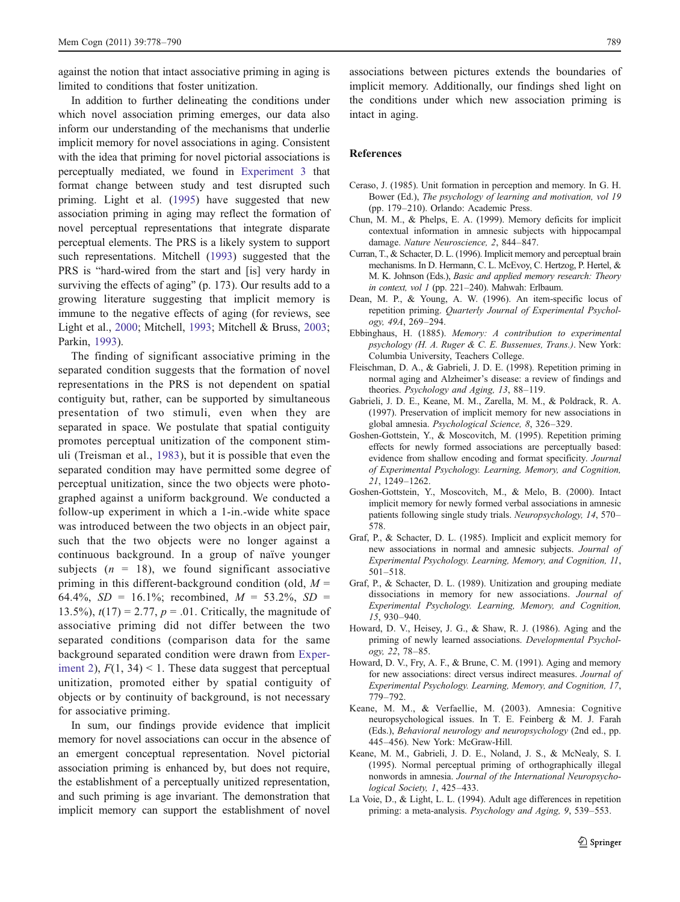against the notion that intact associative priming in aging is limited to conditions that foster unitization.

In addition to further delineating the conditions under which novel association priming emerges, our data also inform our understanding of the mechanisms that underlie implicit memory for novel associations in aging. Consistent with the idea that priming for novel pictorial associations is perceptually mediated, we found in Experiment 3 that format change between study and test disrupted such priming. Light et al. (1995) have suggested that new association priming in aging may reflect the formation of novel perceptual representations that integrate disparate perceptual elements. The PRS is a likely system to support such representations. Mitchell (1993) suggested that the PRS is "hard-wired from the start and [is] very hardy in surviving the effects of aging" (p. 173). Our results add to a growing literature suggesting that implicit memory is immune to the negative effects of aging (for reviews, see Light et al., 2000; Mitchell, 1993; Mitchell & Bruss, 2003; Parkin, 1993).

The finding of significant associative priming in the separated condition suggests that the formation of novel representations in the PRS is not dependent on spatial contiguity but, rather, can be supported by simultaneous presentation of two stimuli, even when they are separated in space. We postulate that spatial contiguity promotes perceptual unitization of the component stimuli (Treisman et al., 1983), but it is possible that even the separated condition may have permitted some degree of perceptual unitization, since the two objects were photographed against a uniform background. We conducted a follow-up experiment in which a 1-in.-wide white space was introduced between the two objects in an object pair, such that the two objects were no longer against a continuous background. In a group of naïve younger subjects ($n$ = 18), we found significant associative priming in this different-background condition (old, $M$ = 64.4%, $SD$ = 16.1%; recombined, $M$ = 53.2%, $SD$ = 13.5%), $t(17) = 2.77$, $p = .01$. Critically, the magnitude of associative priming did not differ between the two separated conditions (comparison data for the same background separated condition were drawn from Experiment 2), $F(1, 34) < 1$. These data suggest that perceptual unitization, promoted either by spatial contiguity of objects or by continuity of background, is not necessary for associative priming.

In sum, our findings provide evidence that implicit memory for novel associations can occur in the absence of an emergent conceptual representation. Novel pictorial association priming is enhanced by, but does not require, the establishment of a perceptually unitized representation, and such priming is age invariant. The demonstration that implicit memory can support the establishment of novel associations between pictures extends the boundaries of implicit memory. Additionally, our findings shed light on the conditions under which new association priming is intact in aging.

## References

Ceraso, J. (1985). Unit formation in perception and memory. In G. H. Bower (Ed.), *The psychology of learning and motivation, vol 19* (pp. 179–210). Orlando: Academic Press.

Chun, M. M., & Phelps, E. A. (1999). Memory deficits for implicit contextual information in amnesic subjects with hippocampal damage. *Nature Neuroscience, 2*, 844–847.

Curran, T., & Schacter, D. L. (1996). Implicit memory and perceptual brain mechanisms. In D. Hermann, C. L. McEvoy, C. Hertzog, P. Hertel, & M. K. Johnson (Eds.), *Basic and applied memory research: Theory in context, vol 1* (pp. 221–240). Mahwah: Erlbaum.

Dean, M. P., & Young, A. W. (1996). An item-specific locus of repetition priming. *Quarterly Journal of Experimental Psychology, 49A*, 269–294.

Ebbinghaus, H. (1885). *Memory: A contribution to experimental psychology (H. A. Ruger & C. E. Bussenues, Trans.)*. New York: Columbia University, Teachers College.

Fleischman, D. A., & Gabrieli, J. D. E. (1998). Repetition priming in normal aging and Alzheimer's disease: a review of findings and theories. *Psychology and Aging, 13*, 88–119.

Gabrieli, J. D. E., Keane, M. M., Zarella, M. M., & Poldrack, R. A. (1997). Preservation of implicit memory for new associations in global amnesia. *Psychological Science, 8*, 326–329.

Goshen-Gottstein, Y., & Moscovitch, M. (1995). Repetition priming effects for newly formed associations are perceptually based: evidence from shallow encoding and format specificity. *Journal of Experimental Psychology. Learning, Memory, and Cognition, 21*, 1249–1262.

Goshen-Gottstein, Y., Moscovitch, M., & Melo, B. (2000). Intact implicit memory for newly formed verbal associations in amnesic patients following single study trials. *Neuropsychology, 14*, 570–578.

Graf, P., & Schacter, D. L. (1985). Implicit and explicit memory for new associations in normal and amnesic subjects. *Journal of Experimental Psychology. Learning, Memory, and Cognition, 11*, 501–518.

Graf, P., & Schacter, D. L. (1989). Unitization and grouping mediate dissociations in memory for new associations. *Journal of Experimental Psychology. Learning, Memory, and Cognition, 15*, 930–940.

Howard, D. V., Heisey, J. G., & Shaw, R. J. (1986). Aging and the priming of newly learned associations. *Developmental Psychology, 22*, 78–85.

Howard, D. V., Fry, A. F., & Brune, C. M. (1991). Aging and memory for new associations: direct versus indirect measures. *Journal of Experimental Psychology. Learning, Memory, and Cognition, 17*, 779–792.

Keane, M. M., & Verfaellie, M. (2003). Amnesia: Cognitive neuropsychological issues. In T. E. Feinberg & M. J. Farah (Eds.), *Behavioral neurology and neuropsychology* (2nd ed., pp. 445–456). New York: McGraw-Hill.

Keane, M. M., Gabrieli, J. D. E., Noland, J. S., & McNealy, S. I. (1995). Normal perceptual priming of orthographically illegal nonwords in amnesia. *Journal of the International Neuropsychological Society, 1*, 425–433.

La Voie, D., & Light, L. L. (1994). Adult age differences in repetition priming: a meta-analysis. *Psychology and Aging, 9*, 539–553.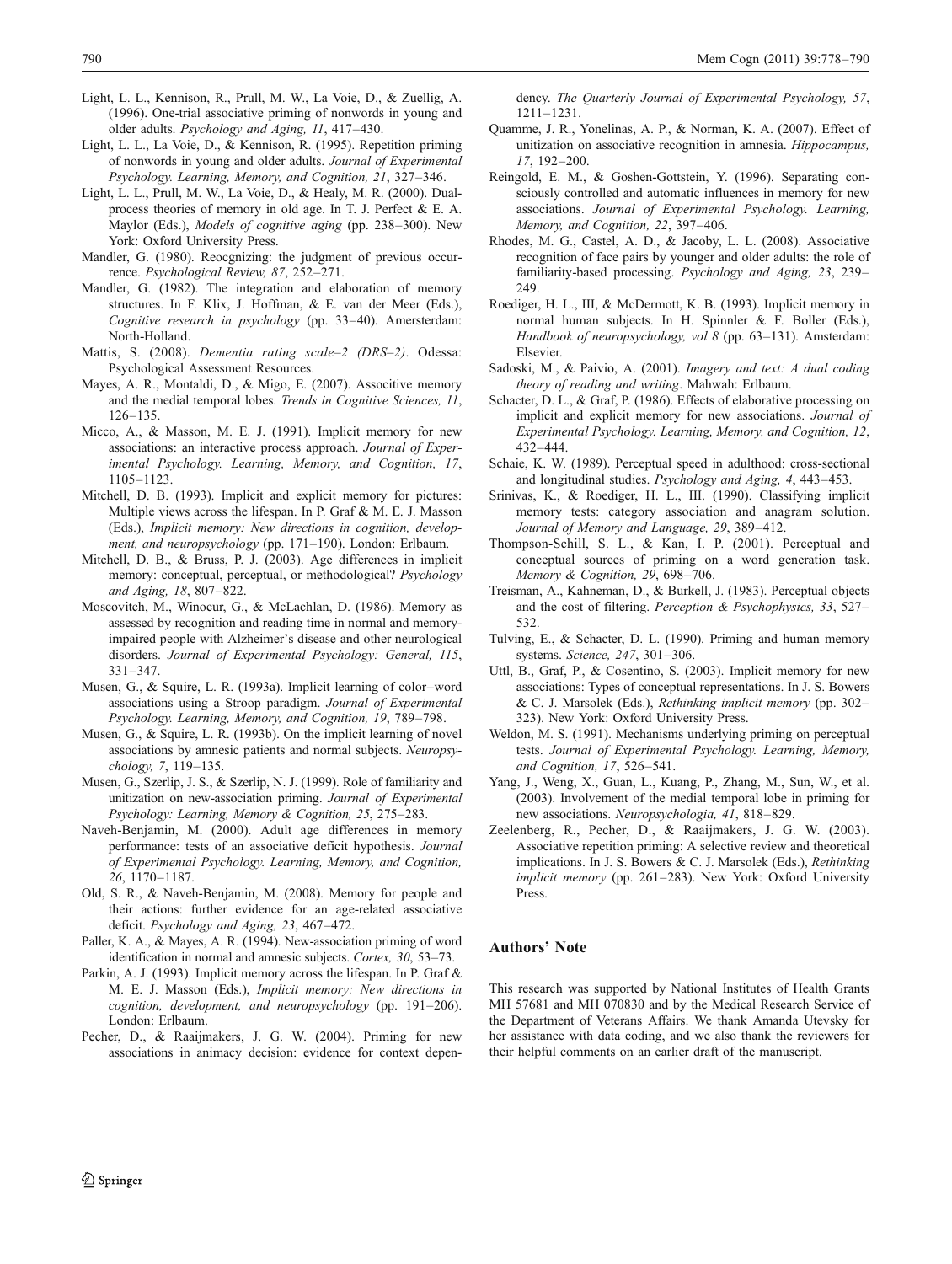Light, L. L., Kennison, R., Prull, M. W., La Voie, D., & Zuellig, A. (1996). One-trial associative priming of nonwords in young and older adults. *Psychology and Aging, 11*, 417–430.

Light, L. L., La Voie, D., & Kennison, R. (1995). Repetition priming of nonwords in young and older adults. *Journal of Experimental Psychology. Learning, Memory, and Cognition, 21*, 327–346.

Light, L. L., Prull, M. W., La Voie, D., & Healy, M. R. (2000). Dual-process theories of memory in old age. In T. J. Perfect & E. A. Maylor (Eds.), *Models of cognitive aging* (pp. 238–300). New York: Oxford University Press.

Mandler, G. (1980). Reocgnizing: the judgment of previous occurrence. *Psychological Review, 87*, 252–271.

Mandler, G. (1982). The integration and elaboration of memory structures. In F. Klix, J. Hoffman, & E. van der Meer (Eds.), *Cognitive research in psychology* (pp. 33–40). Amersterdam: North-Holland.

Mattis, S. (2008). *Dementia rating scale–2 (DRS–2)*. Odessa: Psychological Assessment Resources.

Mayes, A. R., Montaldi, D., & Migo, E. (2007). Assocítive memory and the medial temporal lobes. *Trends in Cognitive Sciences, 11*, 126–135.

Micco, A., & Masson, M. E. J. (1991). Implicit memory for new associations: an interactive process approach. *Journal of Experimental Psychology. Learning, Memory, and Cognition, 17*, 1105–1123.

Mitchell, D. B. (1993). Implicit and explicit memory for pictures: Multiple views across the lifespan. In P. Graf & M. E. J. Masson (Eds.), *Implicit memory: New directions in cognition, development, and neuropsychology* (pp. 171–190). London: Erlbaum.

Mitchell, D. B., & Bruss, P. J. (2003). Age differences in implicit memory: conceptual, perceptual, or methodological? *Psychology and Aging, 18*, 807–822.

Moscovitch, M., Winocur, G., & McLachlan, D. (1986). Memory as assessed by recognition and reading time in normal and memory-impaired people with Alzheimer's disease and other neurological disorders. *Journal of Experimental Psychology: General, 115*, 331–347.

Musen, G., & Squire, L. R. (1993a). Implicit learning of color–word associations using a Stroop paradigm. *Journal of Experimental Psychology. Learning, Memory, and Cognition, 19*, 789–798.

Musen, G., & Squire, L. R. (1993b). On the implicit learning of novel associations by amnesic patients and normal subjects. *Neuropsychology, 7*, 119–135.

Musen, G., Szerlip, J. S., & Szerlip, N. J. (1999). Role of familiarity and unitization on new-association priming. *Journal of Experimental Psychology: Learning, Memory & Cognition, 25*, 275–283.

Naveh-Benjamin, M. (2000). Adult age differences in memory performance: tests of an associative deficit hypothesis. *Journal of Experimental Psychology. Learning, Memory, and Cognition, 26*, 1170–1187.

Old, S. R., & Naveh-Benjamin, M. (2008). Memory for people and their actions: further evidence for an age-related associative deficit. *Psychology and Aging, 23*, 467–472.

Paller, K. A., & Mayes, A. R. (1994). New-association priming of word identification in normal and amnesic subjects. *Cortex, 30*, 53–73.

Parkin, A. J. (1993). Implicit memory across the lifespan. In P. Graf & M. E. J. Masson (Eds.), *Implicit memory: New directions in cognition, development, and neuropsychology* (pp. 191–206). London: Erlbaum.

Pecher, D., & Raaijmakers, J. G. W. (2004). Priming for new associations in animacy decision: evidence for context dependency. *The Quarterly Journal of Experimental Psychology, 57*, 1211–1231.

Quamme, J. R., Yonelinas, A. P., & Norman, K. A. (2007). Effect of unitization on associative recognition in amnesia. *Hippocampus, 17*, 192–200.

Reingold, E. M., & Goshen-Gottstein, Y. (1996). Separating consciously controlled and automatic influences in memory for new associations. *Journal of Experimental Psychology. Learning, Memory, and Cognition, 22*, 397–406.

Rhodes, M. G., Castel, A. D., & Jacoby, L. L. (2008). Associative recognition of face pairs by younger and older adults: the role of familiarity-based processing. *Psychology and Aging, 23*, 239–249.

Roediger, H. L., III, & McDermott, K. B. (1993). Implicit memory in normal human subjects. In H. Spinnler & F. Boller (Eds.), *Handbook of neuropsychology, vol 8* (pp. 63–131). Amsterdam: Elsevier.

Sadoski, M., & Paivio, A. (2001). *Imagery and text: A dual coding theory of reading and writing*. Mahwah: Erlbaum.

Schacter, D. L., & Graf, P. (1986). Effects of elaborative processing on implicit and explicit memory for new associations. *Journal of Experimental Psychology. Learning, Memory, and Cognition, 12*, 432–444.

Schaie, K. W. (1989). Perceptual speed in adulthood: cross-sectional and longitudinal studies. *Psychology and Aging, 4*, 443–453.

Srinivas, K., & Roediger, H. L., III. (1990). Classifying implicit memory tests: category association and anagram solution. *Journal of Memory and Language, 29*, 389–412.

Thompson-Schill, S. L., & Kan, I. P. (2001). Perceptual and conceptual sources of priming on a word generation task. *Memory & Cognition, 29*, 698–706.

Treisman, A., Kahneman, D., & Burkell, J. (1983). Perceptual objects and the cost of filtering. *Perception & Psychophysics, 33*, 527–532.

Tulving, E., & Schacter, D. L. (1990). Priming and human memory systems. *Science, 247*, 301–306.

Uttl, B., Graf, P., & Cosentino, S. (2003). Implicit memory for new associations: Types of conceptual representations. In J. S. Bowers & C. J. Marsolek (Eds.), *Rethinking implicit memory* (pp. 302–323). New York: Oxford University Press.

Weldon, M. S. (1991). Mechanisms underlying priming on perceptual tests. *Journal of Experimental Psychology. Learning, Memory, and Cognition, 17*, 526–541.

Yang, J., Weng, X., Guan, L., Kuang, P., Zhang, M., Sun, W., et al. (2003). Involvement of the medial temporal lobe in priming for new associations. *Neuropsychologia, 41*, 818–829.

Zeelenberg, R., Pecher, D., & Raaijmakers, J. G. W. (2003). Associative repetition priming: A selective review and theoretical implications. In J. S. Bowers & C. J. Marsolek (Eds.), *Rethinking implicit memory* (pp. 261–283). New York: Oxford University Press.

## Authors' Note

This research was supported by National Institutes of Health Grants MH 57681 and MH 070830 and by the Medical Research Service of the Department of Veterans Affairs. We thank Amanda Utevsky for her assistance with data coding, and we also thank the reviewers for their helpful comments on an earlier draft of the manuscript.